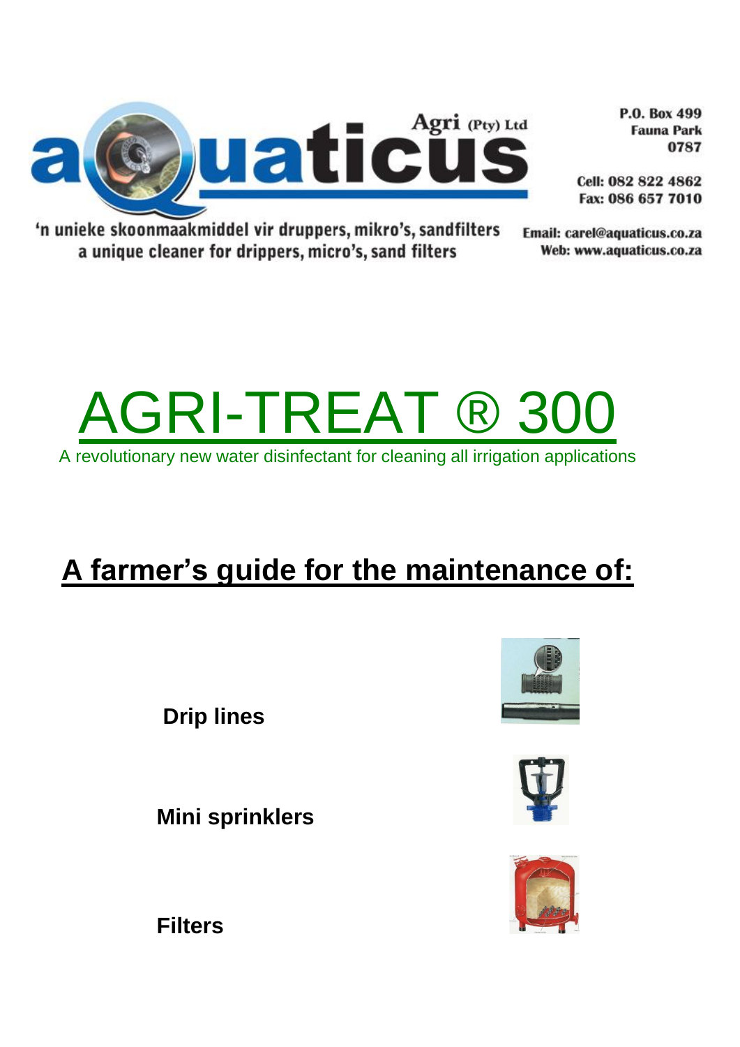aQuaticus Agri (Pty) Ltd

'n unieke skoonmaakmiddel vir druppers, mikro's, sandfilters
a unique cleaner for drippers, micro's, sand filters

P.O. Box 499
Fauna Park
0787

Cell: 082 822 4862
Fax: 086 657 7010

Email: carel@aquaticus.co.za
Web: www.aquaticus.co.za

# AGRI-TREAT ® 300

A revolutionary new water disinfectant for cleaning all irrigation applications

## A farmer's guide for the maintenance of:

**Drip lines**

**Mini sprinklers**

**Filters**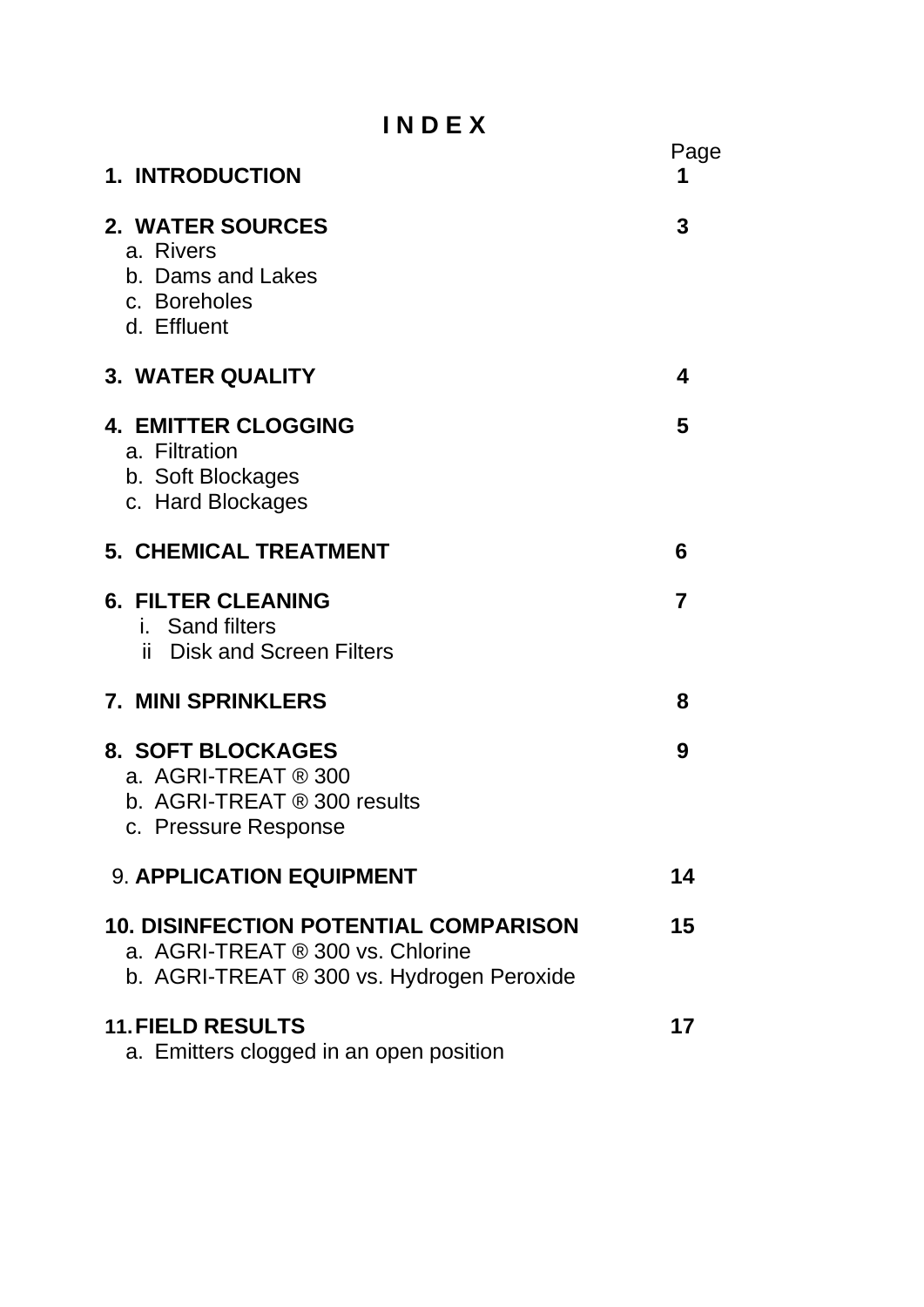# I N D E X

| | Page |
|---|---|
| **1. INTRODUCTION** | **1** |
| **2. WATER SOURCES** | **3** |
| a. Rivers | |
| b. Dams and Lakes | |
| c. Boreholes | |
| d. Effluent | |
| **3. WATER QUALITY** | **4** |
| **4. EMITTER CLOGGING** | **5** |
| a. Filtration | |
| b. Soft Blockages | |
| c. Hard Blockages | |
| **5. CHEMICAL TREATMENT** | **6** |
| **6. FILTER CLEANING** | **7** |
| i. Sand filters | |
| ii Disk and Screen Filters | |
| **7. MINI SPRINKLERS** | **8** |
| **8. SOFT BLOCKAGES** | **9** |
| a. AGRI-TREAT ® 300 | |
| b. AGRI-TREAT ® 300 results | |
| c. Pressure Response | |
| 9. **APPLICATION EQUIPMENT** | **14** |
| **10. DISINFECTION POTENTIAL COMPARISON** | **15** |
| a. AGRI-TREAT ® 300 vs. Chlorine | |
| b. AGRI-TREAT ® 300 vs. Hydrogen Peroxide | |
| **11. FIELD RESULTS** | **17** |
| a. Emitters clogged in an open position | |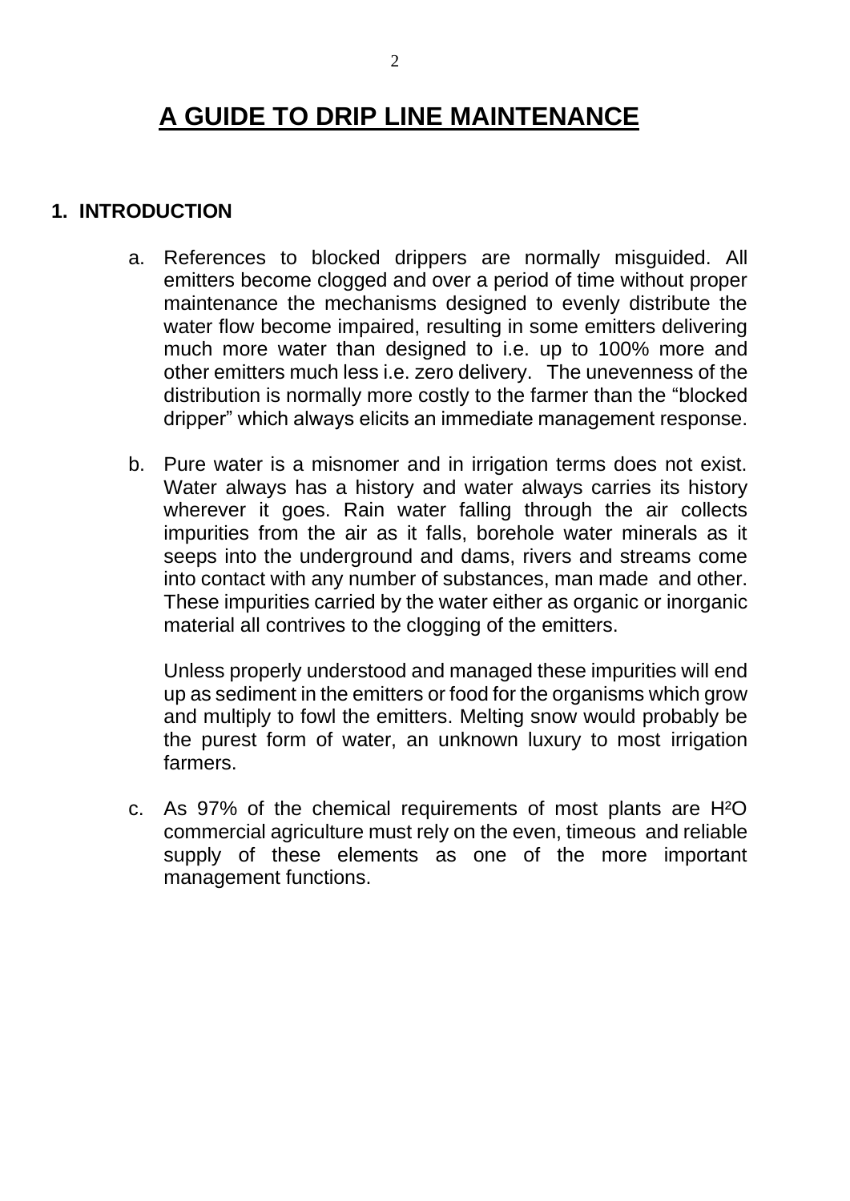# A GUIDE TO DRIP LINE MAINTENANCE

## 1. INTRODUCTION

a. References to blocked drippers are normally misguided. All emitters become clogged and over a period of time without proper maintenance the mechanisms designed to evenly distribute the water flow become impaired, resulting in some emitters delivering much more water than designed to i.e. up to 100% more and other emitters much less i.e. zero delivery. The unevenness of the distribution is normally more costly to the farmer than the "blocked dripper" which always elicits an immediate management response.

b. Pure water is a misnomer and in irrigation terms does not exist. Water always has a history and water always carries its history wherever it goes. Rain water falling through the air collects impurities from the air as it falls, borehole water minerals as it seeps into the underground and dams, rivers and streams come into contact with any number of substances, man made and other. These impurities carried by the water either as organic or inorganic material all contrives to the clogging of the emitters.

   Unless properly understood and managed these impurities will end up as sediment in the emitters or food for the organisms which grow and multiply to fowl the emitters. Melting snow would probably be the purest form of water, an unknown luxury to most irrigation farmers.

c. As 97% of the chemical requirements of most plants are $H^2O$ commercial agriculture must rely on the even, timeous and reliable supply of these elements as one of the more important management functions.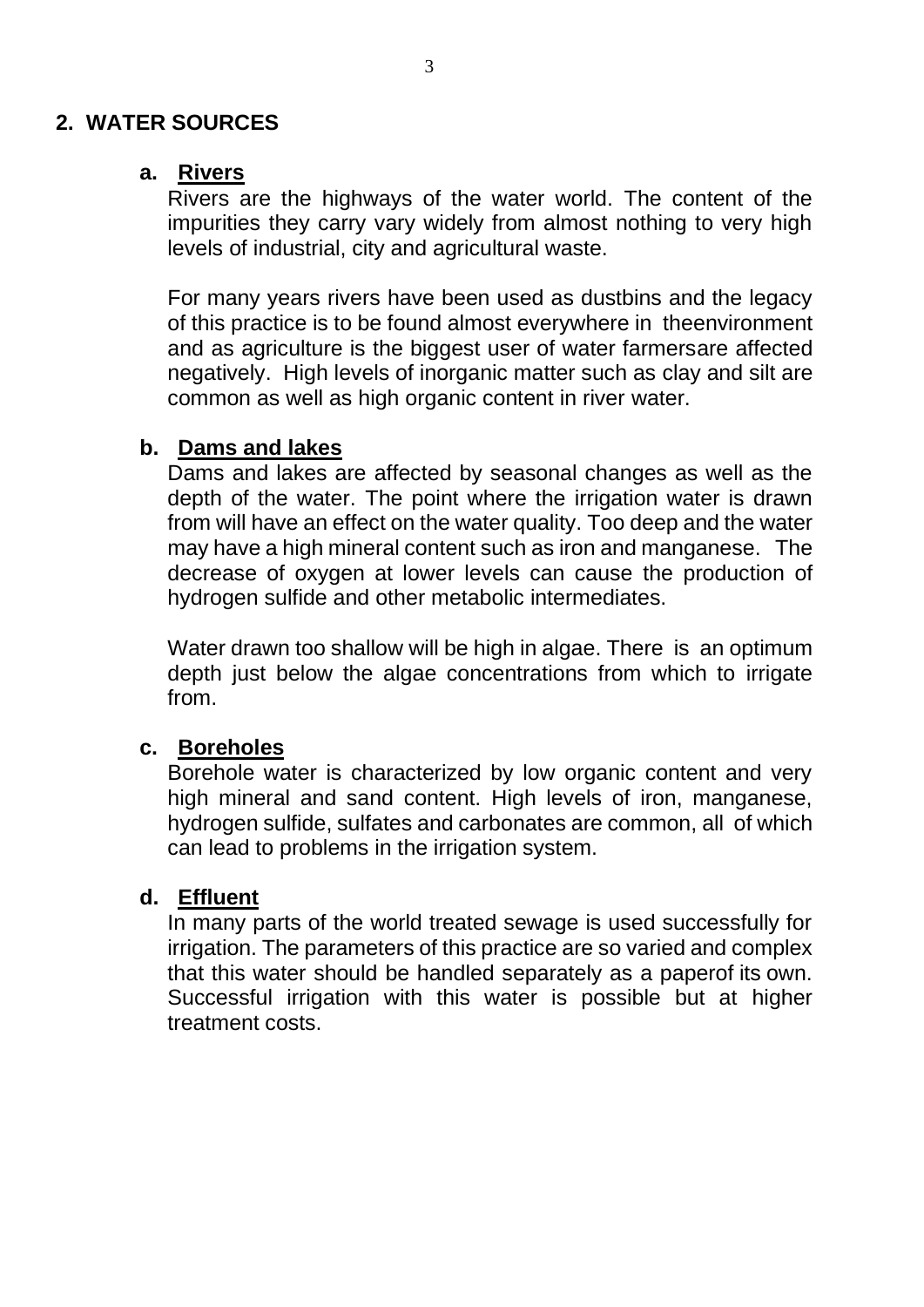## 2. WATER SOURCES

### a. Rivers

Rivers are the highways of the water world. The content of the impurities they carry vary widely from almost nothing to very high levels of industrial, city and agricultural waste.

For many years rivers have been used as dustbins and the legacy of this practice is to be found almost everywhere in theenvironment and as agriculture is the biggest user of water farmersare affected negatively. High levels of inorganic matter such as clay and silt are common as well as high organic content in river water.

### b. Dams and lakes

Dams and lakes are affected by seasonal changes as well as the depth of the water. The point where the irrigation water is drawn from will have an effect on the water quality. Too deep and the water may have a high mineral content such as iron and manganese. The decrease of oxygen at lower levels can cause the production of hydrogen sulfide and other metabolic intermediates.

Water drawn too shallow will be high in algae. There is an optimum depth just below the algae concentrations from which to irrigate from.

### c. Boreholes

Borehole water is characterized by low organic content and very high mineral and sand content. High levels of iron, manganese, hydrogen sulfide, sulfates and carbonates are common, all of which can lead to problems in the irrigation system.

### d. Effluent

In many parts of the world treated sewage is used successfully for irrigation. The parameters of this practice are so varied and complex that this water should be handled separately as a paperof its own. Successful irrigation with this water is possible but at higher treatment costs.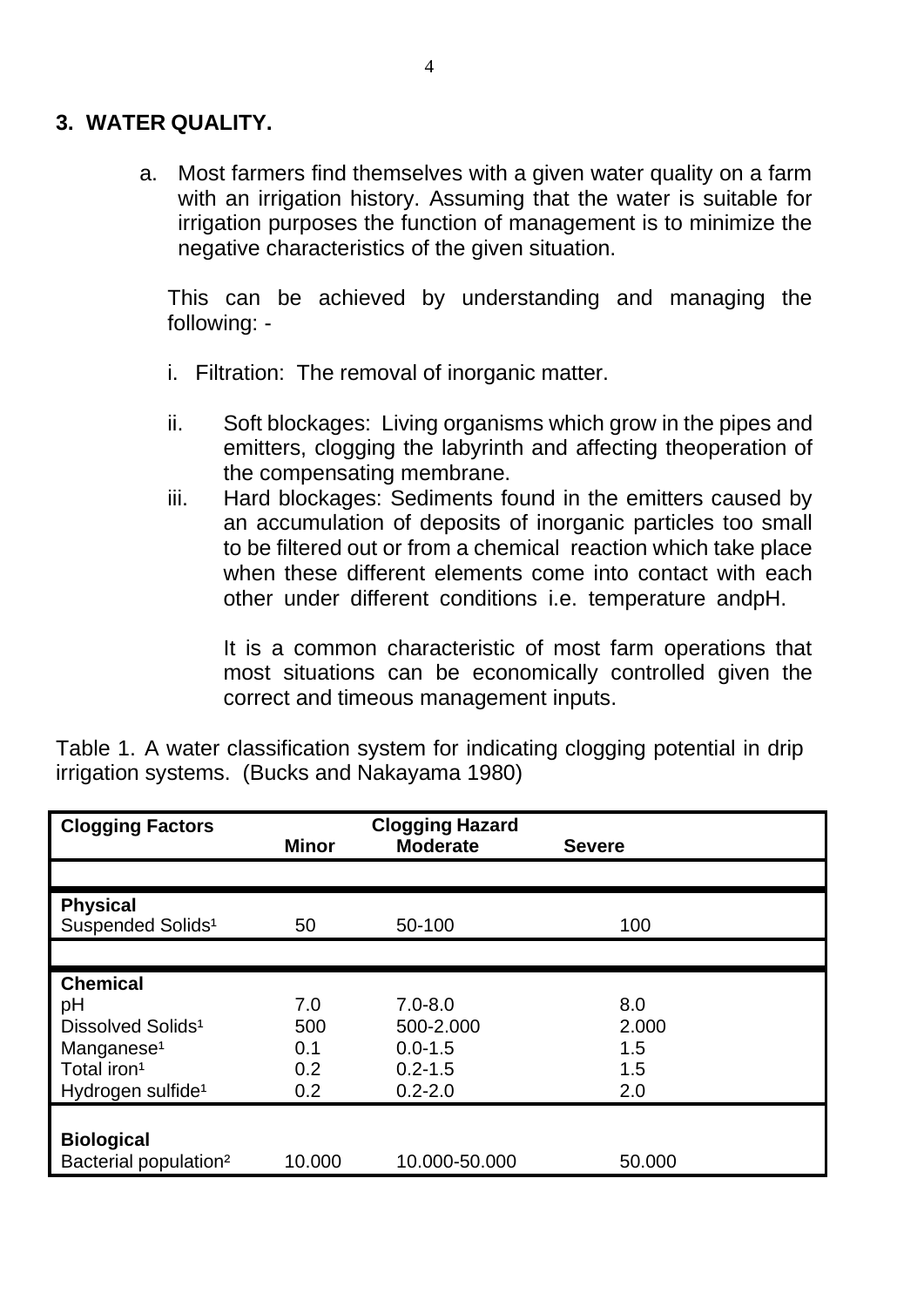## 3. WATER QUALITY.

a. Most farmers find themselves with a given water quality on a farm with an irrigation history. Assuming that the water is suitable for irrigation purposes the function of management is to minimize the negative characteristics of the given situation.

This can be achieved by understanding and managing the following: -

i. Filtration: The removal of inorganic matter.

ii. Soft blockages: Living organisms which grow in the pipes and emitters, clogging the labyrinth and affecting theoperation of the compensating membrane.

iii. Hard blockages: Sediments found in the emitters caused by an accumulation of deposits of inorganic particles too small to be filtered out or from a chemical reaction which take place when these different elements come into contact with each other under different conditions i.e. temperature andpH.

It is a common characteristic of most farm operations that most situations can be economically controlled given the correct and timeous management inputs.

Table 1. A water classification system for indicating clogging potential in drip irrigation systems. (Bucks and Nakayama 1980)

| Clogging Factors | Clogging Hazard | | |
|---|---|---|---|
| | **Minor** | **Moderate** | **Severe** |
| **Physical** | | | |
| Suspended Solids[1] | 50 | 50-100 | 100 |
| **Chemical** | | | |
| pH | 7.0 | 7.0-8.0 | 8.0 |
| Dissolved Solids[1] | 500 | 500-2.000 | 2.000 |
| Manganese[1] | 0.1 | 0.0-1.5 | 1.5 |
| Total iron[1] | 0.2 | 0.2-1.5 | 1.5 |
| Hydrogen sulfide[1] | 0.2 | 0.2-2.0 | 2.0 |
| **Biological** | | | |
| Bacterial population[2] | 10.000 | 10.000-50.000 | 50.000 |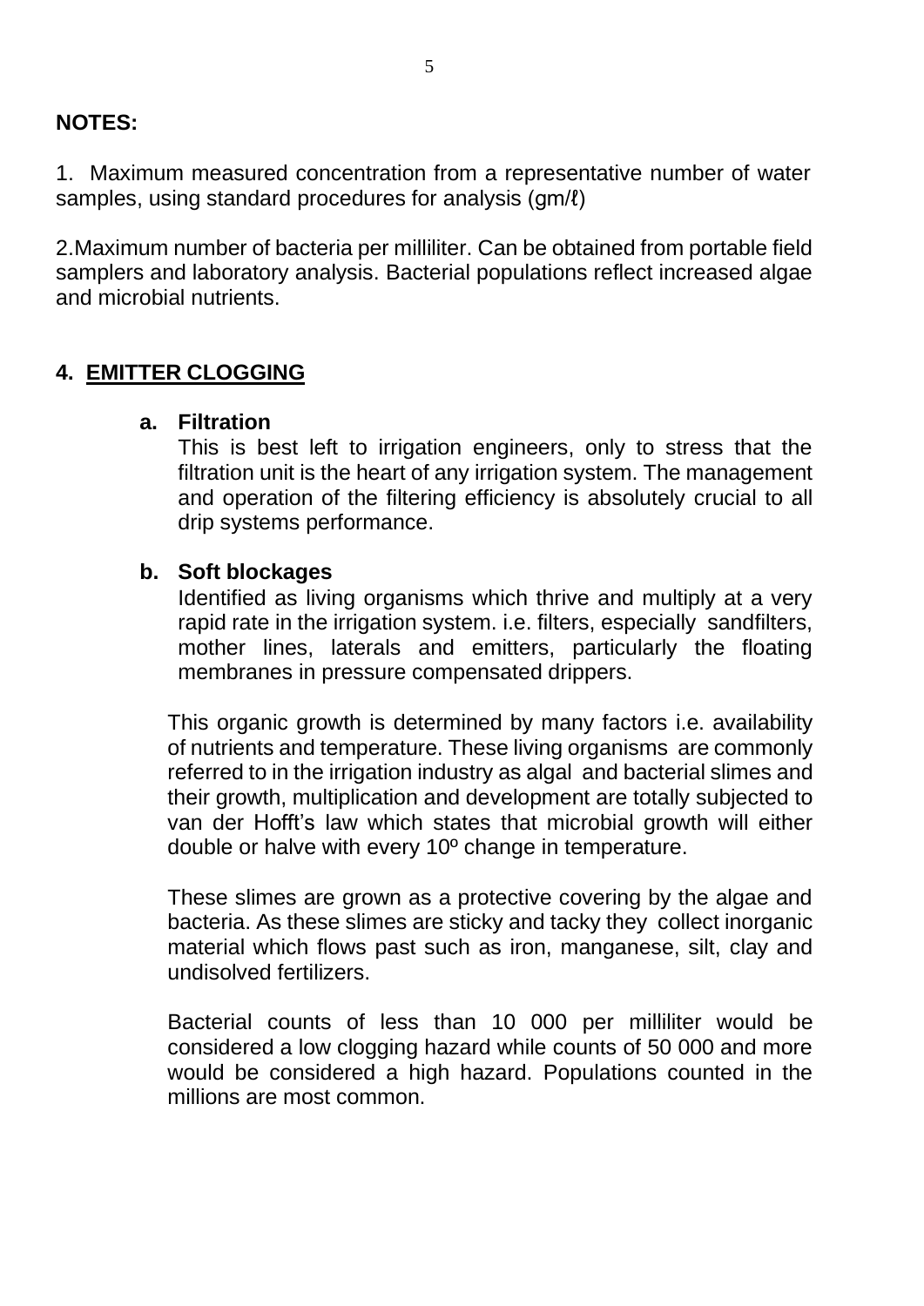**NOTES:**

1. Maximum measured concentration from a representative number of water samples, using standard procedures for analysis (gm/ℓ)

2. Maximum number of bacteria per milliliter. Can be obtained from portable field samplers and laboratory analysis. Bacterial populations reflect increased algae and microbial nutrients.

## 4. EMITTER CLOGGING

### a. Filtration

This is best left to irrigation engineers, only to stress that the filtration unit is the heart of any irrigation system. The management and operation of the filtering efficiency is absolutely crucial to all drip systems performance.

### b. Soft blockages

Identified as living organisms which thrive and multiply at a very rapid rate in the irrigation system. i.e. filters, especially sandfilters, mother lines, laterals and emitters, particularly the floating membranes in pressure compensated drippers.

This organic growth is determined by many factors i.e. availability of nutrients and temperature. These living organisms are commonly referred to in the irrigation industry as algal and bacterial slimes and their growth, multiplication and development are totally subjected to van der Hofft's law which states that microbial growth will either double or halve with every 10º change in temperature.

These slimes are grown as a protective covering by the algae and bacteria. As these slimes are sticky and tacky they collect inorganic material which flows past such as iron, manganese, silt, clay and undisolved fertilizers.

Bacterial counts of less than 10 000 per milliliter would be considered a low clogging hazard while counts of 50 000 and more would be considered a high hazard. Populations counted in the millions are most common.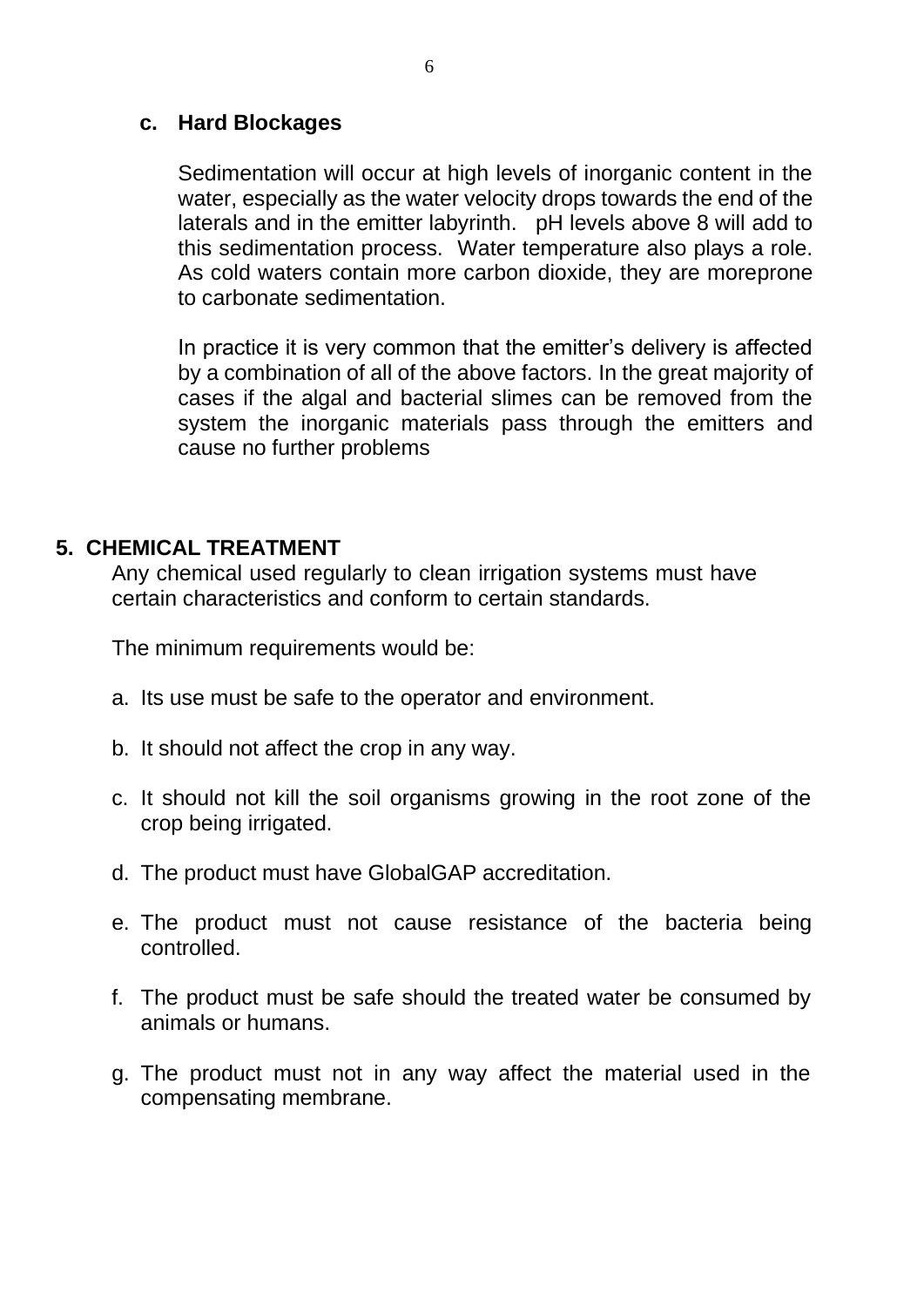### c. Hard Blockages

Sedimentation will occur at high levels of inorganic content in the water, especially as the water velocity drops towards the end of the laterals and in the emitter labyrinth. pH levels above 8 will add to this sedimentation process. Water temperature also plays a role. As cold waters contain more carbon dioxide, they are moreprone to carbonate sedimentation.

In practice it is very common that the emitter's delivery is affected by a combination of all of the above factors. In the great majority of cases if the algal and bacterial slimes can be removed from the system the inorganic materials pass through the emitters and cause no further problems

## 5. CHEMICAL TREATMENT

Any chemical used regularly to clean irrigation systems must have certain characteristics and conform to certain standards.

The minimum requirements would be:

a. Its use must be safe to the operator and environment.

b. It should not affect the crop in any way.

c. It should not kill the soil organisms growing in the root zone of the crop being irrigated.

d. The product must have GlobalGAP accreditation.

e. The product must not cause resistance of the bacteria being controlled.

f. The product must be safe should the treated water be consumed by animals or humans.

g. The product must not in any way affect the material used in the compensating membrane.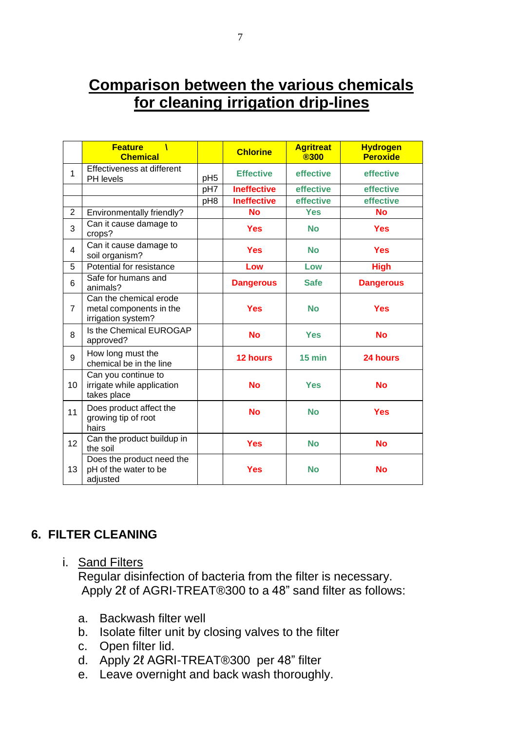# Comparison between the various chemicals for cleaning irrigation drip-lines

| | Feature \ Chemical | | Chlorine | Agritreat ®300 | Hydrogen Peroxide |
|---|---|---|---|---|---|
| 1 | Effectiveness at different PH levels | pH5 | Effective | effective | effective |
| | | pH7 | Ineffective | effective | effective |
| | | pH8 | Ineffective | effective | effective |
| 2 | Environmentally friendly? | | No | Yes | No |
| 3 | Can it cause damage to crops? | | Yes | No | Yes |
| 4 | Can it cause damage to soil organism? | | Yes | No | Yes |
| 5 | Potential for resistance | | Low | Low | High |
| 6 | Safe for humans and animals? | | Dangerous | Safe | Dangerous |
| 7 | Can the chemical erode metal components in the irrigation system? | | Yes | No | Yes |
| 8 | Is the Chemical EUROGAP approved? | | No | Yes | No |
| 9 | How long must the chemical be in the line | | 12 hours | 15 min | 24 hours |
| 10 | Can you continue to irrigate while application takes place | | No | Yes | No |
| 11 | Does product affect the growing tip of root hairs | | No | No | Yes |
| 12 | Can the product buildup in the soil | | Yes | No | No |
| 13 | Does the product need the pH of the water to be adjusted | | Yes | No | No |

## 6. FILTER CLEANING

i. Sand Filters

Regular disinfection of bacteria from the filter is necessary.
Apply 2ℓ of AGRI-TREAT®300 to a 48” sand filter as follows:

a. Backwash filter well
b. Isolate filter unit by closing valves to the filter
c. Open filter lid.
d. Apply 2ℓ AGRI-TREAT®300 per 48” filter
e. Leave overnight and back wash thoroughly.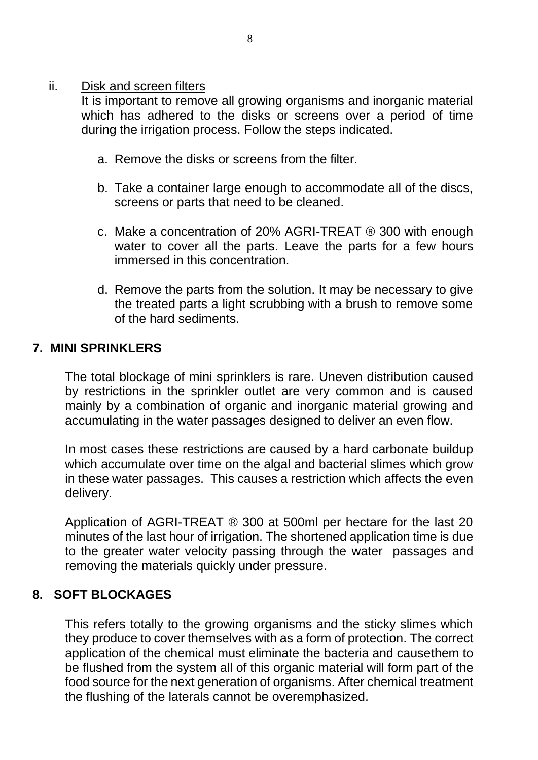ii. Disk and screen filters

It is important to remove all growing organisms and inorganic material which has adhered to the disks or screens over a period of time during the irrigation process. Follow the steps indicated.

a. Remove the disks or screens from the filter.

b. Take a container large enough to accommodate all of the discs, screens or parts that need to be cleaned.

c. Make a concentration of 20% AGRI-TREAT ® 300 with enough water to cover all the parts. Leave the parts for a few hours immersed in this concentration.

d. Remove the parts from the solution. It may be necessary to give the treated parts a light scrubbing with a brush to remove some of the hard sediments.

## 7. MINI SPRINKLERS

The total blockage of mini sprinklers is rare. Uneven distribution caused by restrictions in the sprinkler outlet are very common and is caused mainly by a combination of organic and inorganic material growing and accumulating in the water passages designed to deliver an even flow.

In most cases these restrictions are caused by a hard carbonate buildup which accumulate over time on the algal and bacterial slimes which grow in these water passages. This causes a restriction which affects the even delivery.

Application of AGRI-TREAT ® 300 at 500ml per hectare for the last 20 minutes of the last hour of irrigation. The shortened application time is due to the greater water velocity passing through the water passages and removing the materials quickly under pressure.

## 8. SOFT BLOCKAGES

This refers totally to the growing organisms and the sticky slimes which they produce to cover themselves with as a form of protection. The correct application of the chemical must eliminate the bacteria and causethem to be flushed from the system all of this organic material will form part of the food source for the next generation of organisms. After chemical treatment the flushing of the laterals cannot be overemphasized.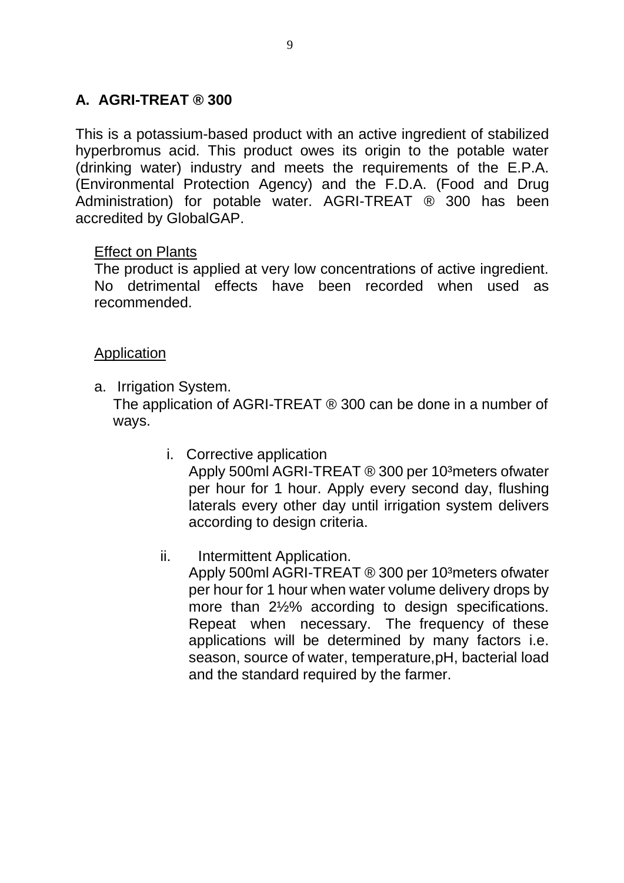## A. AGRI-TREAT ® 300

This is a potassium-based product with an active ingredient of stabilized hyperbromus acid. This product owes its origin to the potable water (drinking water) industry and meets the requirements of the E.P.A. (Environmental Protection Agency) and the F.D.A. (Food and Drug Administration) for potable water. AGRI-TREAT ® 300 has been accredited by GlobalGAP.

<u>Effect on Plants</u>

The product is applied at very low concentrations of active ingredient. No detrimental effects have been recorded when used as recommended.

<u>Application</u>

a. Irrigation System.

The application of AGRI-TREAT ® 300 can be done in a number of ways.

i. Corrective application

Apply 500ml AGRI-TREAT ® 300 per $10^3$meters ofwater per hour for 1 hour. Apply every second day, flushing laterals every other day until irrigation system delivers according to design criteria.

ii. Intermittent Application.

Apply 500ml AGRI-TREAT ® 300 per $10^3$meters ofwater per hour for 1 hour when water volume delivery drops by more than 2½% according to design specifications. Repeat when necessary. The frequency of these applications will be determined by many factors i.e. season, source of water, temperature,pH, bacterial load and the standard required by the farmer.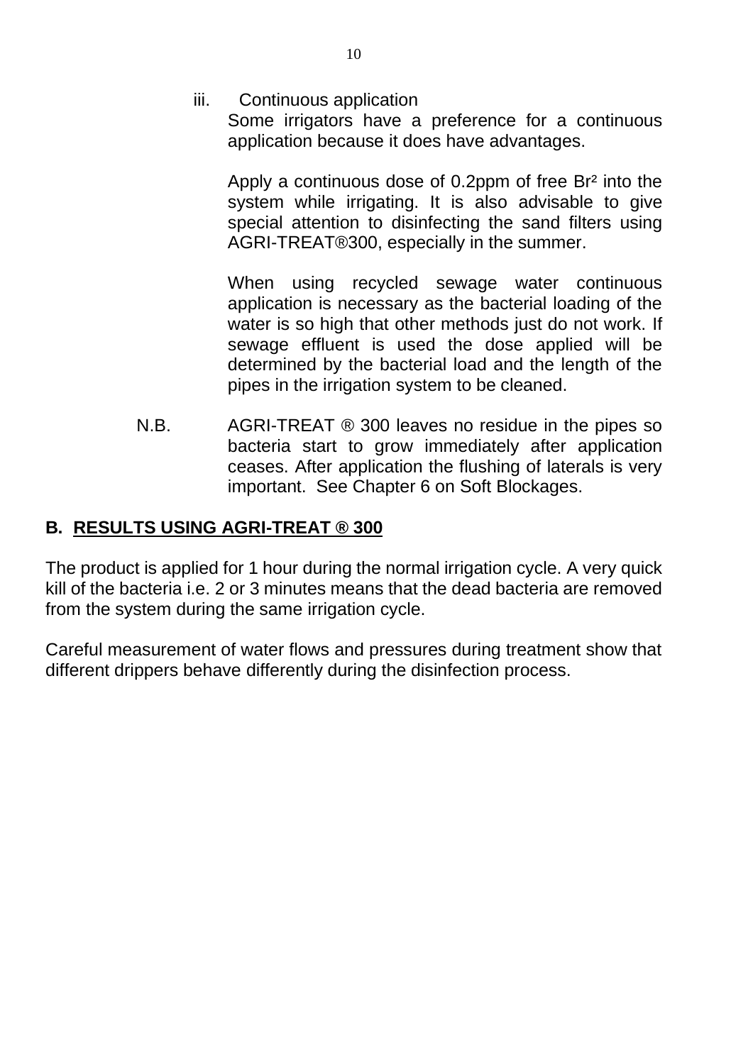iii. Continuous application

Some irrigators have a preference for a continuous application because it does have advantages.

Apply a continuous dose of 0.2ppm of free $Br^2$ into the system while irrigating. It is also advisable to give special attention to disinfecting the sand filters using AGRI-TREAT®300, especially in the summer.

When using recycled sewage water continuous application is necessary as the bacterial loading of the water is so high that other methods just do not work. If sewage effluent is used the dose applied will be determined by the bacterial load and the length of the pipes in the irrigation system to be cleaned.

N.B. AGRI-TREAT ® 300 leaves no residue in the pipes so bacteria start to grow immediately after application ceases. After application the flushing of laterals is very important. See Chapter 6 on Soft Blockages.

## B. RESULTS USING AGRI-TREAT ® 300

The product is applied for 1 hour during the normal irrigation cycle. A very quick kill of the bacteria i.e. 2 or 3 minutes means that the dead bacteria are removed from the system during the same irrigation cycle.

Careful measurement of water flows and pressures during treatment show that different drippers behave differently during the disinfection process.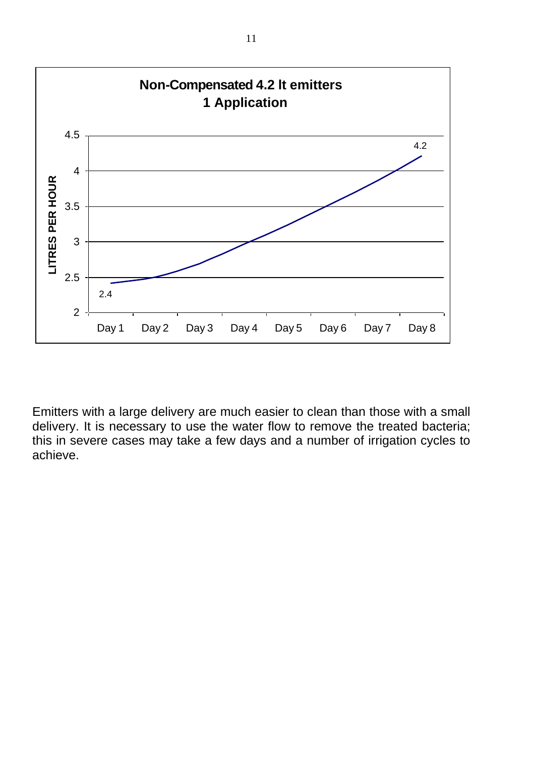**Non-Compensated 4.2 lt emitters**
**1 Application**

| Day | Litres per hour |
|---|---|
| Day 1 | 2.4 |
| Day 8 | 4.2 |

Emitters with a large delivery are much easier to clean than those with a small delivery. It is necessary to use the water flow to remove the treated bacteria; this in severe cases may take a few days and a number of irrigation cycles to achieve.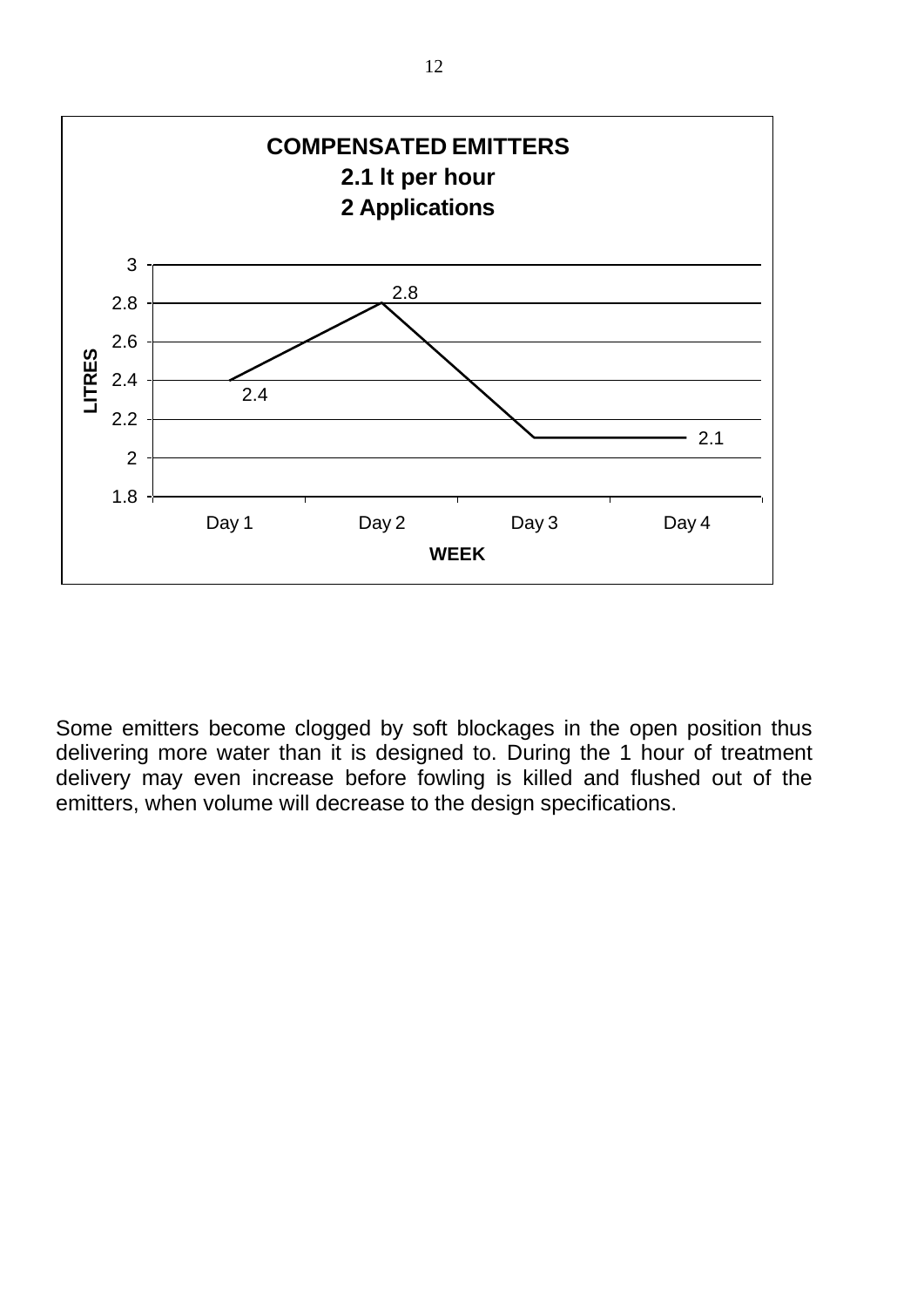**COMPENSATED EMITTERS**
**2.1 lt per hour**
**2 Applications**

| WEEK | LITRES |
|---|---|
| Day 1 | 2.4 |
| Day 2 | 2.8 |
| Day 3 | 2.1 |
| Day 4 | 2.1 |

Some emitters become clogged by soft blockages in the open position thus delivering more water than it is designed to. During the 1 hour of treatment delivery may even increase before fowling is killed and flushed out of the emitters, when volume will decrease to the design specifications.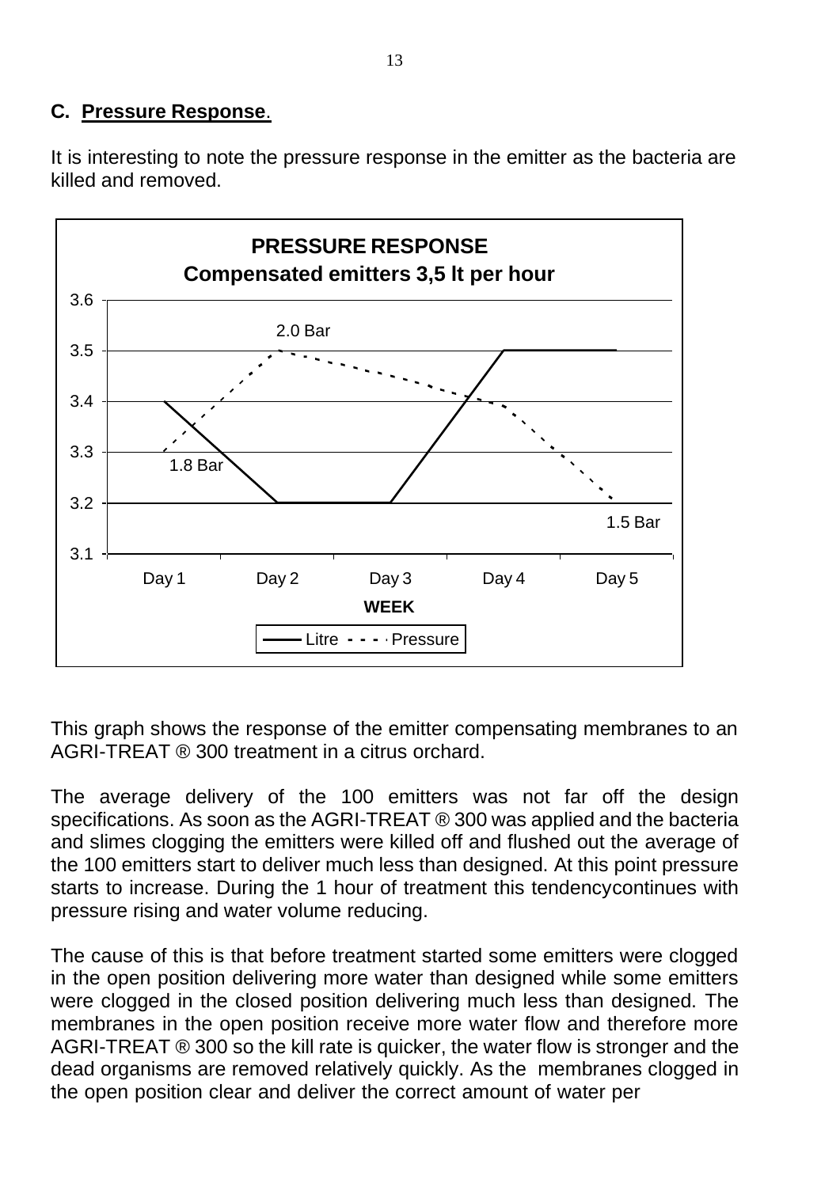## C. Pressure Response.

It is interesting to note the pressure response in the emitter as the bacteria are killed and removed.

**PRESSURE RESPONSE**
**Compensated emitters 3,5 lt per hour**

This graph shows the response of the emitter compensating membranes to an AGRI-TREAT ® 300 treatment in a citrus orchard.

The average delivery of the 100 emitters was not far off the design specifications. As soon as the AGRI-TREAT ® 300 was applied and the bacteria and slimes clogging the emitters were killed off and flushed out the average of the 100 emitters start to deliver much less than designed. At this point pressure starts to increase. During the 1 hour of treatment this tendencycontinues with pressure rising and water volume reducing.

The cause of this is that before treatment started some emitters were clogged in the open position delivering more water than designed while some emitters were clogged in the closed position delivering much less than designed. The membranes in the open position receive more water flow and therefore more AGRI-TREAT ® 300 so the kill rate is quicker, the water flow is stronger and the dead organisms are removed relatively quickly. As the membranes clogged in the open position clear and deliver the correct amount of water per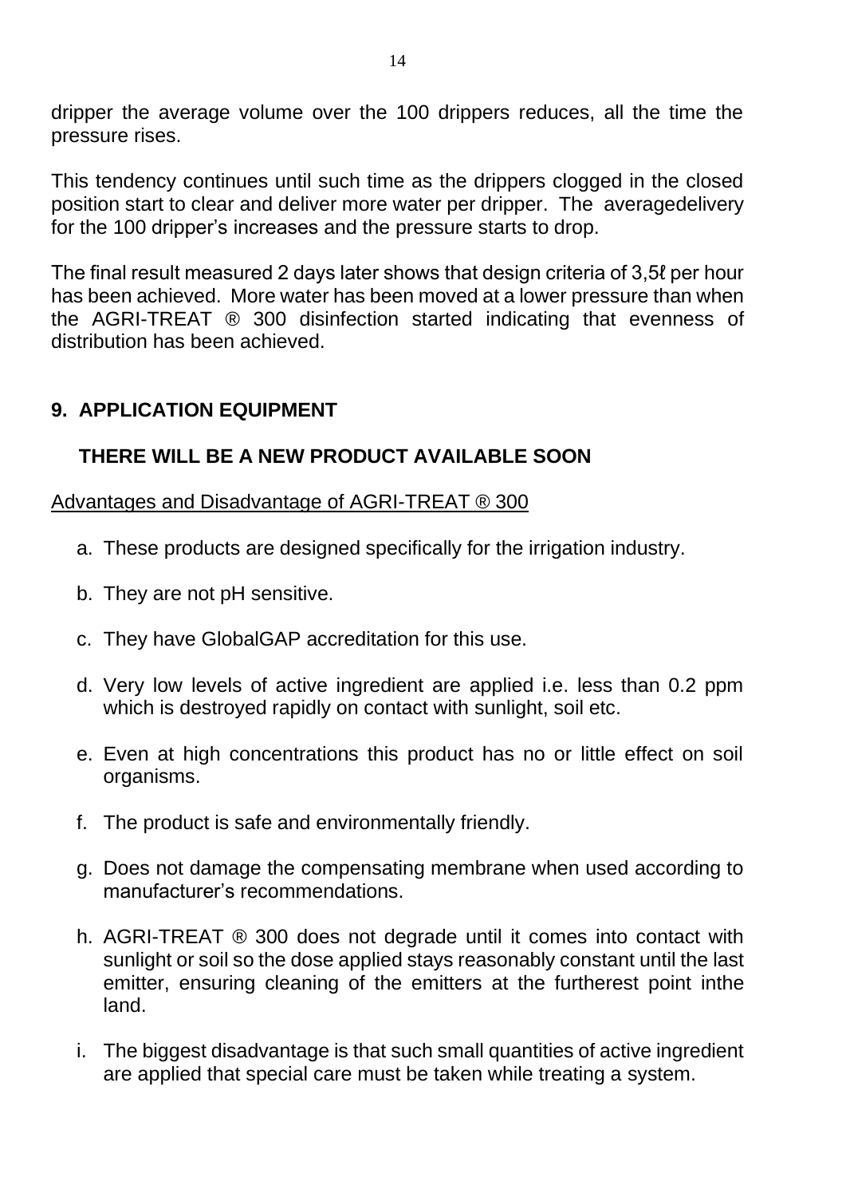dripper the average volume over the 100 drippers reduces, all the time the pressure rises.

This tendency continues until such time as the drippers clogged in the closed position start to clear and deliver more water per dripper. The averagedelivery for the 100 dripper's increases and the pressure starts to drop.

The final result measured 2 days later shows that design criteria of 3,5ℓ per hour has been achieved. More water has been moved at a lower pressure than when the AGRI-TREAT ® 300 disinfection started indicating that evenness of distribution has been achieved.

## 9. APPLICATION EQUIPMENT

**THERE WILL BE A NEW PRODUCT AVAILABLE SOON**

<u>Advantages and Disadvantage of AGRI-TREAT ® 300</u>

a. These products are designed specifically for the irrigation industry.

b. They are not pH sensitive.

c. They have GlobalGAP accreditation for this use.

d. Very low levels of active ingredient are applied i.e. less than 0.2 ppm which is destroyed rapidly on contact with sunlight, soil etc.

e. Even at high concentrations this product has no or little effect on soil organisms.

f. The product is safe and environmentally friendly.

g. Does not damage the compensating membrane when used according to manufacturer's recommendations.

h. AGRI-TREAT ® 300 does not degrade until it comes into contact with sunlight or soil so the dose applied stays reasonably constant until the last emitter, ensuring cleaning of the emitters at the furtherest point inthe land.

i. The biggest disadvantage is that such small quantities of active ingredient are applied that special care must be taken while treating a system.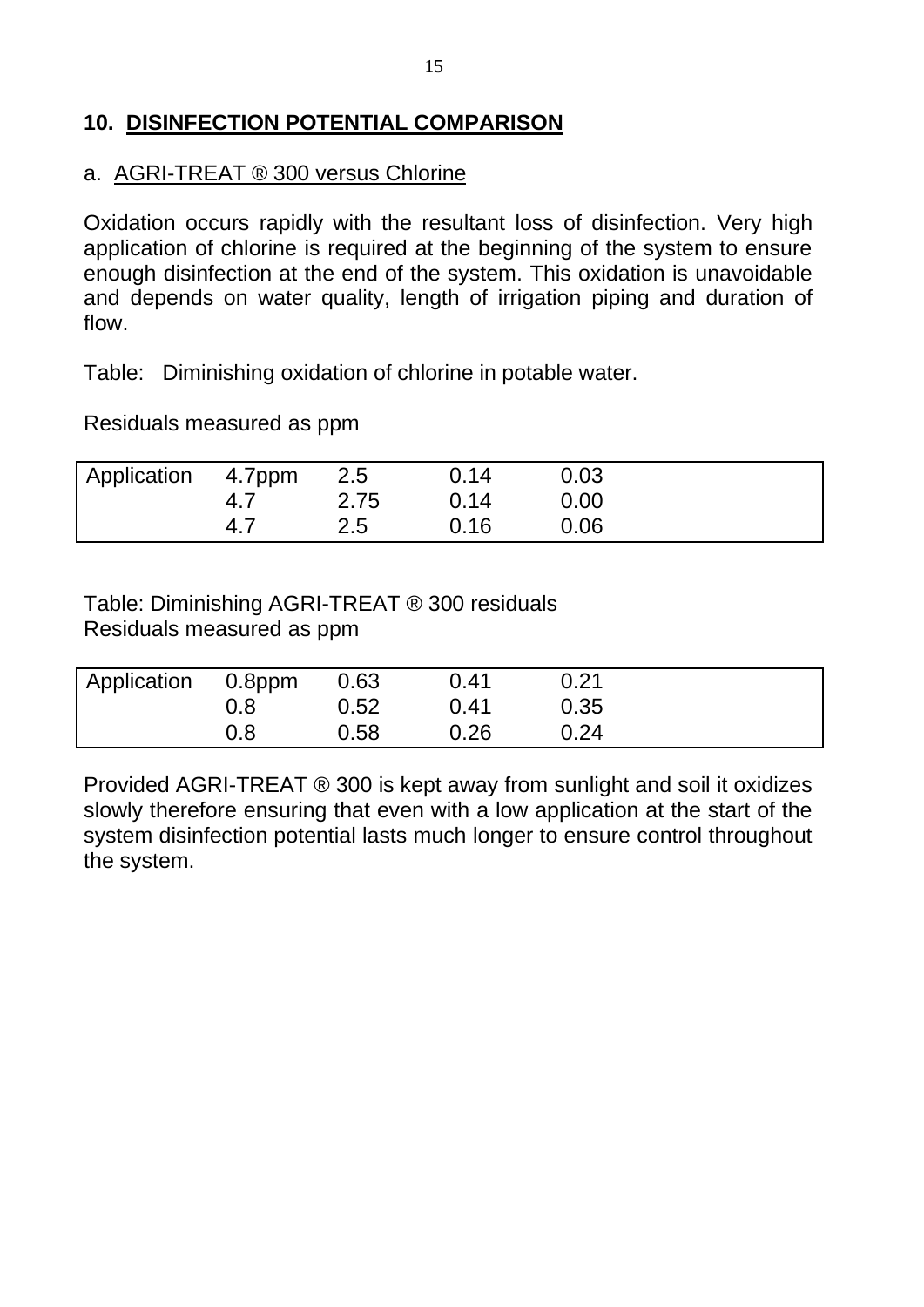## 10. DISINFECTION POTENTIAL COMPARISON

### a. AGRI-TREAT ® 300 versus Chlorine

Oxidation occurs rapidly with the resultant loss of disinfection. Very high application of chlorine is required at the beginning of the system to ensure enough disinfection at the end of the system. This oxidation is unavoidable and depends on water quality, length of irrigation piping and duration of flow.

Table: Diminishing oxidation of chlorine in potable water.

Residuals measured as ppm

| Application | 4.7ppm | 2.5 | 0.14 | 0.03 |
|---|---|---|---|---|
| | 4.7 | 2.75 | 0.14 | 0.00 |
| | 4.7 | 2.5 | 0.16 | 0.06 |

Table: Diminishing AGRI-TREAT ® 300 residuals
Residuals measured as ppm

| Application | 0.8ppm | 0.63 | 0.41 | 0.21 |
|---|---|---|---|---|
| | 0.8 | 0.52 | 0.41 | 0.35 |
| | 0.8 | 0.58 | 0.26 | 0.24 |

Provided AGRI-TREAT ® 300 is kept away from sunlight and soil it oxidizes slowly therefore ensuring that even with a low application at the start of the system disinfection potential lasts much longer to ensure control throughout the system.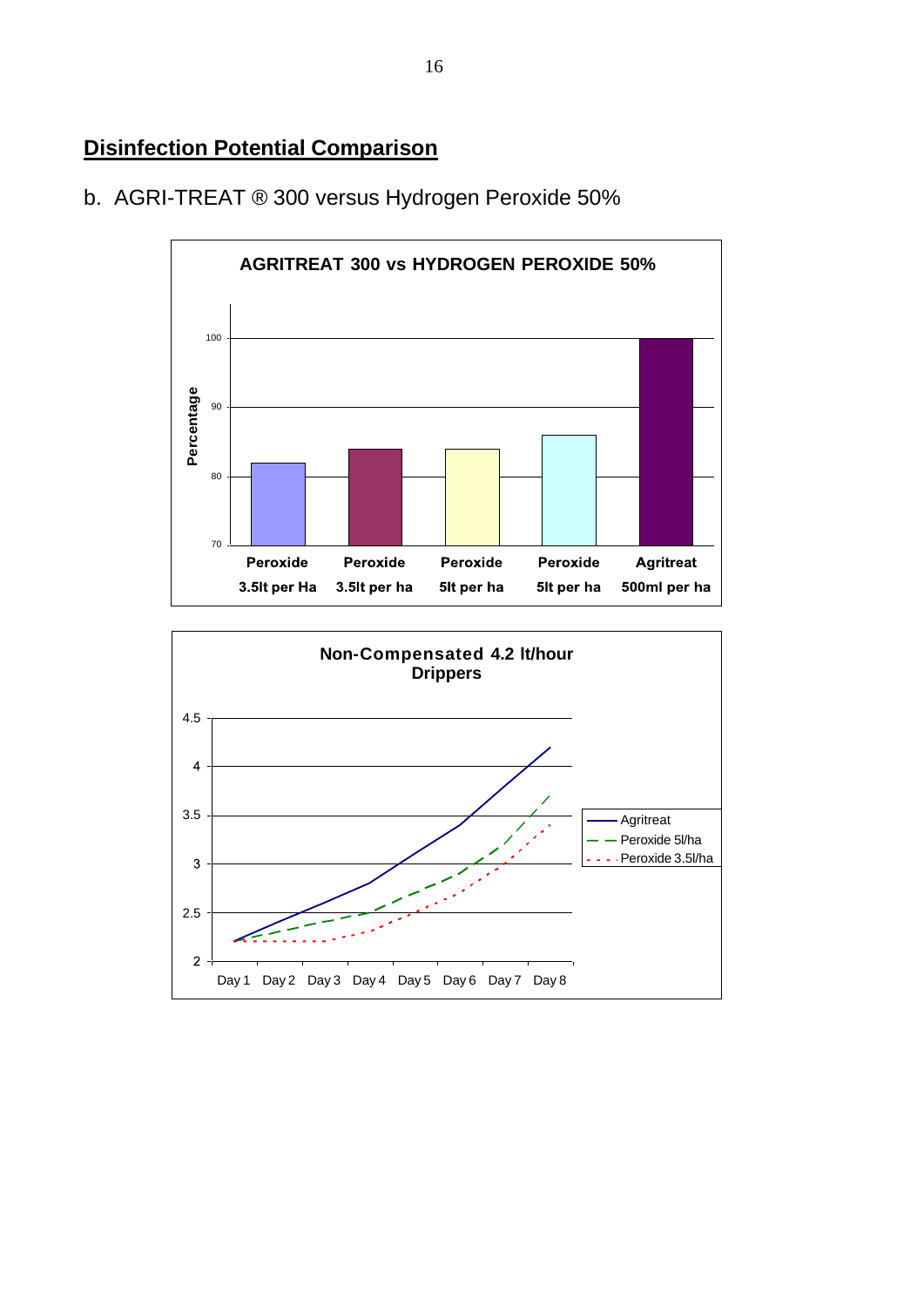## Disinfection Potential Comparison

b. AGRI-TREAT ® 300 versus Hydrogen Peroxide 50%

**AGRITREAT 300 vs HYDROGEN PEROXIDE 50%**

| | Peroxide 3.5lt per Ha | Peroxide 3.5lt per ha | Peroxide 5lt per ha | Peroxide 5lt per ha | Agritreat 500ml per ha |
|---|---|---|---|---|---|
| Percentage | 82 | 84 | 84 | 86 | 100 |

**Non-Compensated 4.2 lt/hour Drippers**

| | Day 1 | Day 2 | Day 3 | Day 4 | Day 5 | Day 6 | Day 7 | Day 8 |
|---|---|---|---|---|---|---|---|---|
| Agritreat | 2.2 | 2.5 | 2.8 | 3.1 | 3.4 | 3.8 | 4.2 | |
| Peroxide 5l/ha | 2.2 | 2.35 | 2.5 | 2.7 | 2.9 | 3.2 | 3.7 | |
| Peroxide 3.5l/ha | 2.2 | 2.2 | 2.3 | 2.5 | 2.7 | 3.0 | 3.4 | |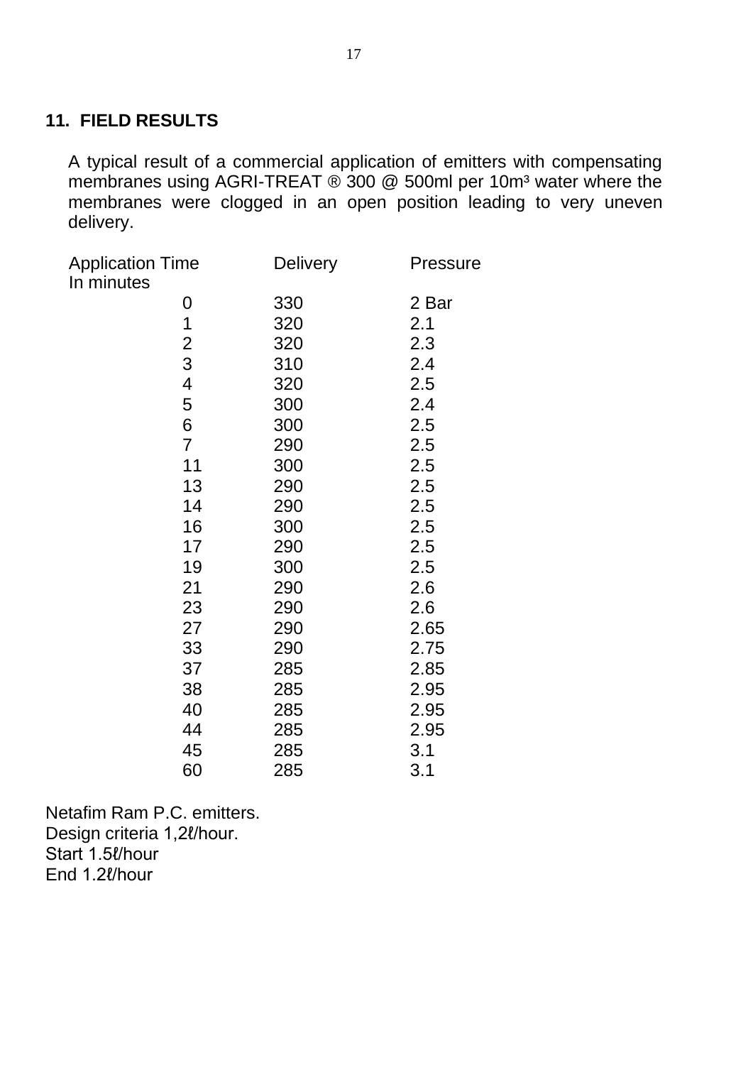## 11. FIELD RESULTS

A typical result of a commercial application of emitters with compensating membranes using AGRI-TREAT ® 300 @ 500ml per 10m³ water where the membranes were clogged in an open position leading to very uneven delivery.

| Application Time In minutes | Delivery | Pressure |
|---|---|---|
| 0 | 330 | 2 Bar |
| 1 | 320 | 2.1 |
| 2 | 320 | 2.3 |
| 3 | 310 | 2.4 |
| 4 | 320 | 2.5 |
| 5 | 300 | 2.4 |
| 6 | 300 | 2.5 |
| 7 | 290 | 2.5 |
| 11 | 300 | 2.5 |
| 13 | 290 | 2.5 |
| 14 | 290 | 2.5 |
| 16 | 300 | 2.5 |
| 17 | 290 | 2.5 |
| 19 | 300 | 2.5 |
| 21 | 290 | 2.6 |
| 23 | 290 | 2.6 |
| 27 | 290 | 2.65 |
| 33 | 290 | 2.75 |
| 37 | 285 | 2.85 |
| 38 | 285 | 2.95 |
| 40 | 285 | 2.95 |
| 44 | 285 | 2.95 |
| 45 | 285 | 3.1 |
| 60 | 285 | 3.1 |

Netafim Ram P.C. emitters.
Design criteria 1,2ℓ/hour.
Start 1.5ℓ/hour
End 1.2ℓ/hour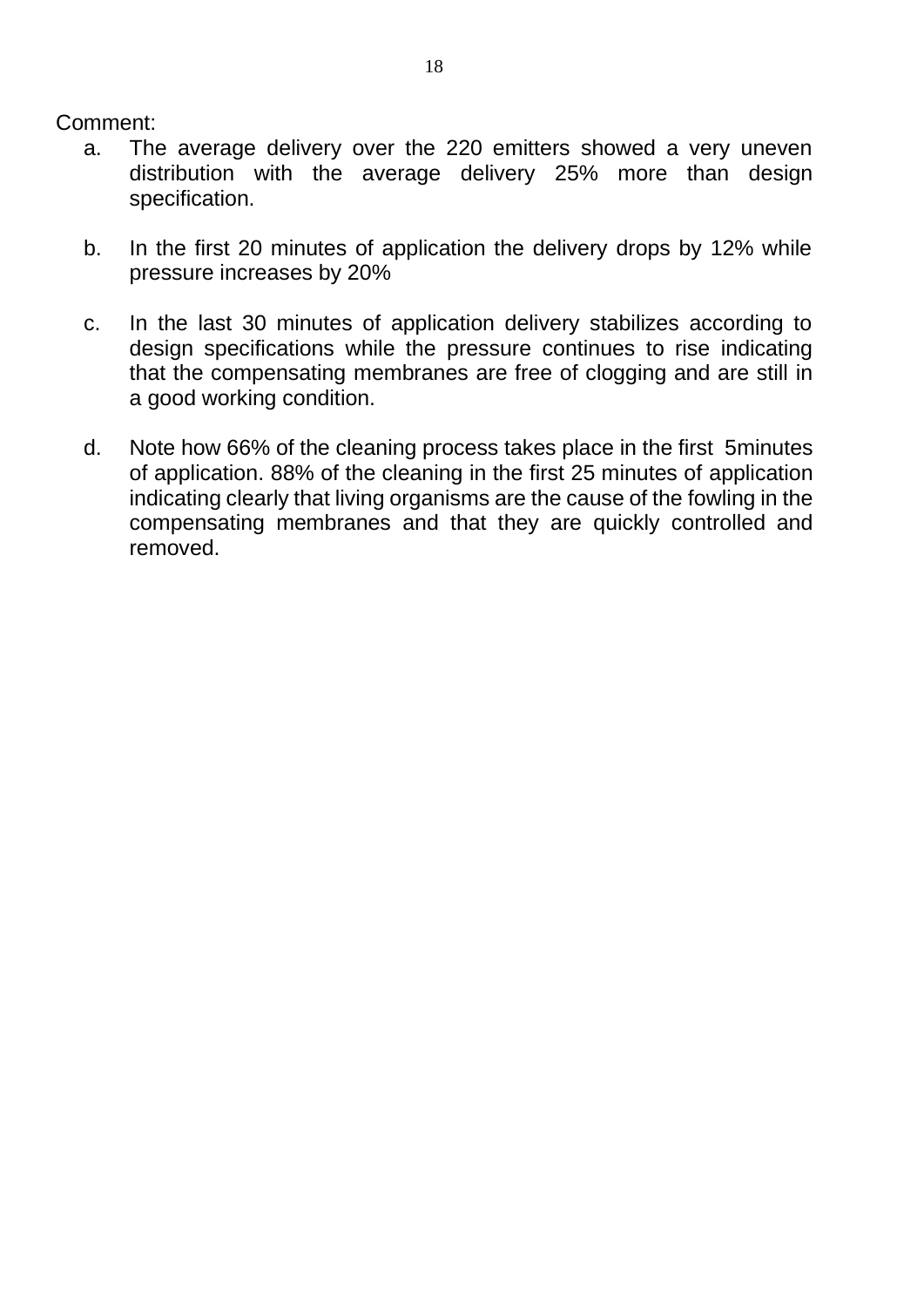Comment:

a. The average delivery over the 220 emitters showed a very uneven distribution with the average delivery 25% more than design specification.

b. In the first 20 minutes of application the delivery drops by 12% while pressure increases by 20%

c. In the last 30 minutes of application delivery stabilizes according to design specifications while the pressure continues to rise indicating that the compensating membranes are free of clogging and are still in a good working condition.

d. Note how 66% of the cleaning process takes place in the first 5minutes of application. 88% of the cleaning in the first 25 minutes of application indicating clearly that living organisms are the cause of the fowling in the compensating membranes and that they are quickly controlled and removed.